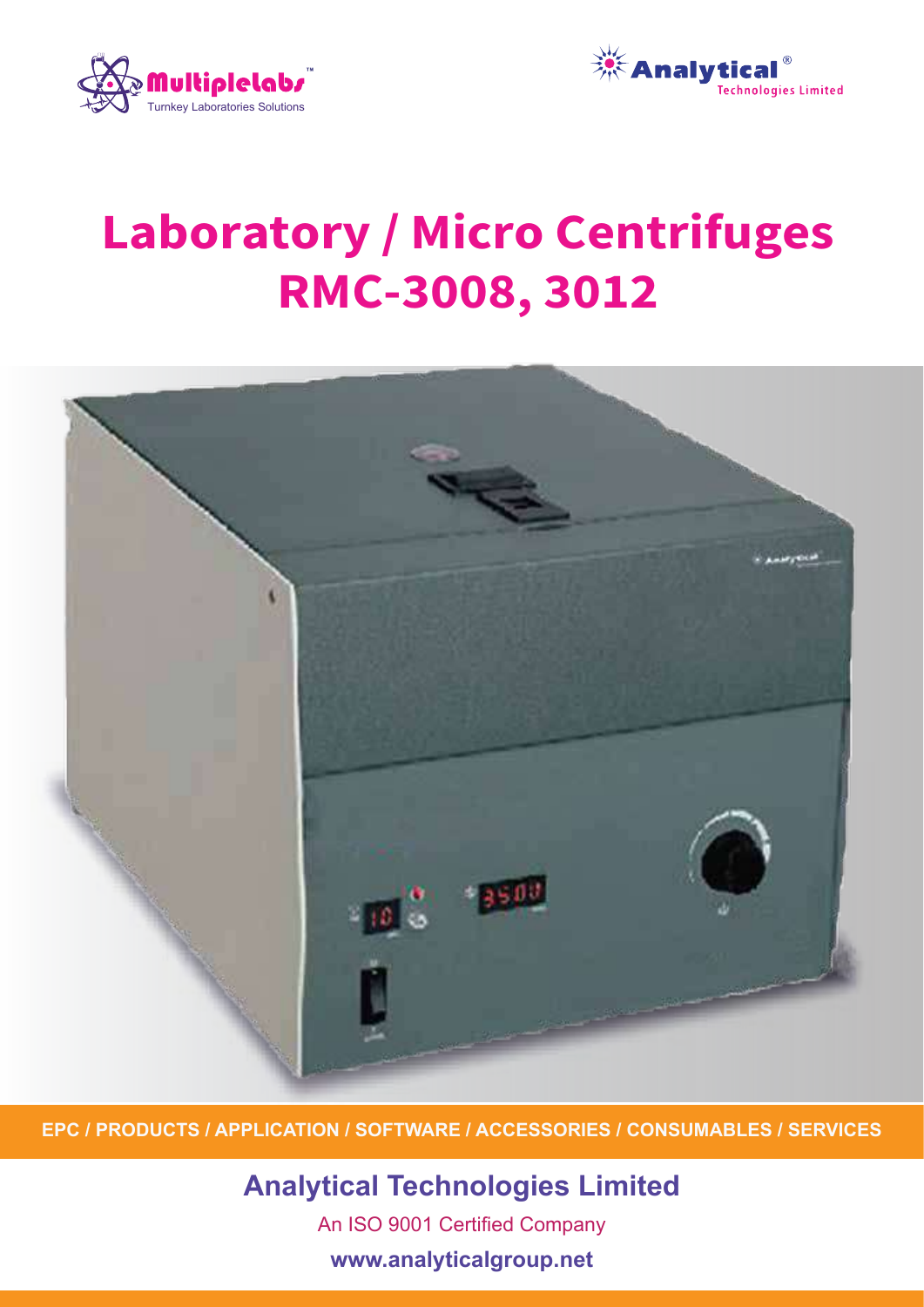Multiplelabs™
Turnkey Laboratories Solutions

Analytical® Technologies Limited

# Laboratory / Micro Centrifuges
# RMC-3008, 3012

EPC / PRODUCTS / APPLICATION / SOFTWARE / ACCESSORIES / CONSUMABLES / SERVICES

## Analytical Technologies Limited

An ISO 9001 Certified Company

**www.analyticalgroup.net**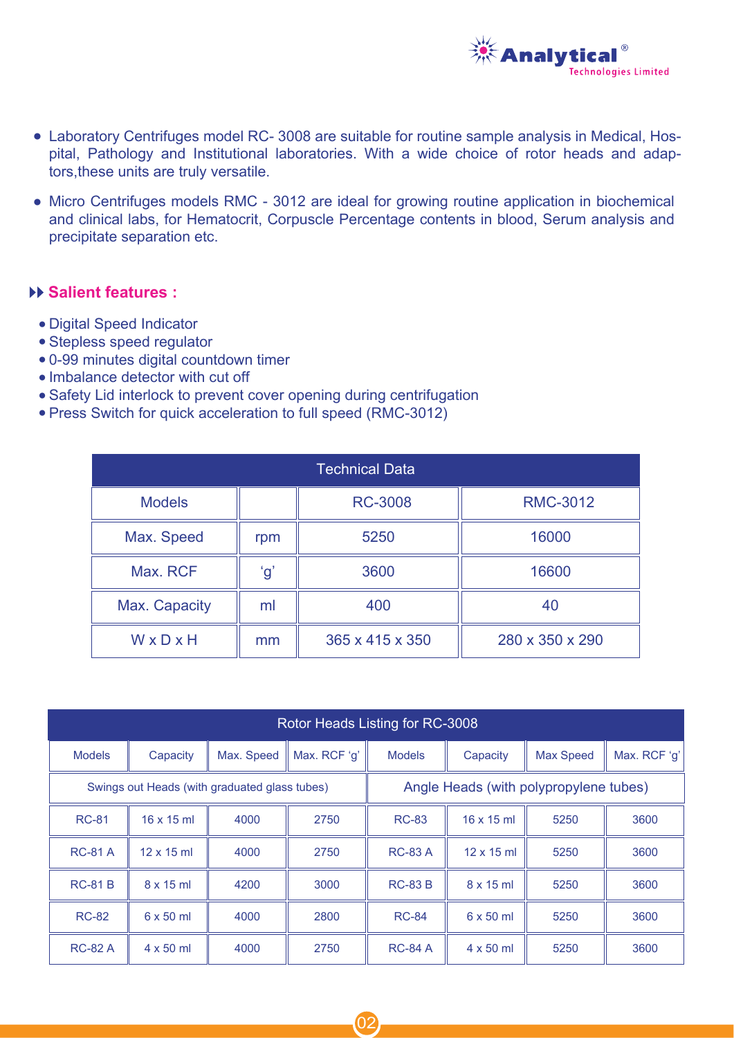- Laboratory Centrifuges model RC- 3008 are suitable for routine sample analysis in Medical, Hospital, Pathology and Institutional laboratories. With a wide choice of rotor heads and adaptors,these units are truly versatile.
- Micro Centrifuges models RMC - 3012 are ideal for growing routine application in biochemical and clinical labs, for Hematocrit, Corpuscle Percentage contents in blood, Serum analysis and precipitate separation etc.

## Salient features :

- Digital Speed Indicator
- Stepless speed regulator
- 0-99 minutes digital countdown timer
- Imbalance detector with cut off
- Safety Lid interlock to prevent cover opening during centrifugation
- Press Switch for quick acceleration to full speed (RMC-3012)

| Technical Data | | | |
|---|---|---|---|
| Models | | RC-3008 | RMC-3012 |
| Max. Speed | rpm | 5250 | 16000 |
| Max. RCF | 'g' | 3600 | 16600 |
| Max. Capacity | ml | 400 | 40 |
| W x D x H | mm | 365 x 415 x 350 | 280 x 350 x 290 |

| Rotor Heads Listing for RC-3008 | | | | | | | |
|---|---|---|---|---|---|---|---|
| Models | Capacity | Max. Speed | Max. RCF 'g' | Models | Capacity | Max Speed | Max. RCF 'g' |
| Swings out Heads (with graduated glass tubes) | | | | Angle Heads (with polypropylene tubes) | | | |
| RC-81 | 16 x 15 ml | 4000 | 2750 | RC-83 | 16 x 15 ml | 5250 | 3600 |
| RC-81 A | 12 x 15 ml | 4000 | 2750 | RC-83 A | 12 x 15 ml | 5250 | 3600 |
| RC-81 B | 8 x 15 ml | 4200 | 3000 | RC-83 B | 8 x 15 ml | 5250 | 3600 |
| RC-82 | 6 x 50 ml | 4000 | 2800 | RC-84 | 6 x 50 ml | 5250 | 3600 |
| RC-82 A | 4 x 50 ml | 4000 | 2750 | RC-84 A | 4 x 50 ml | 5250 | 3600 |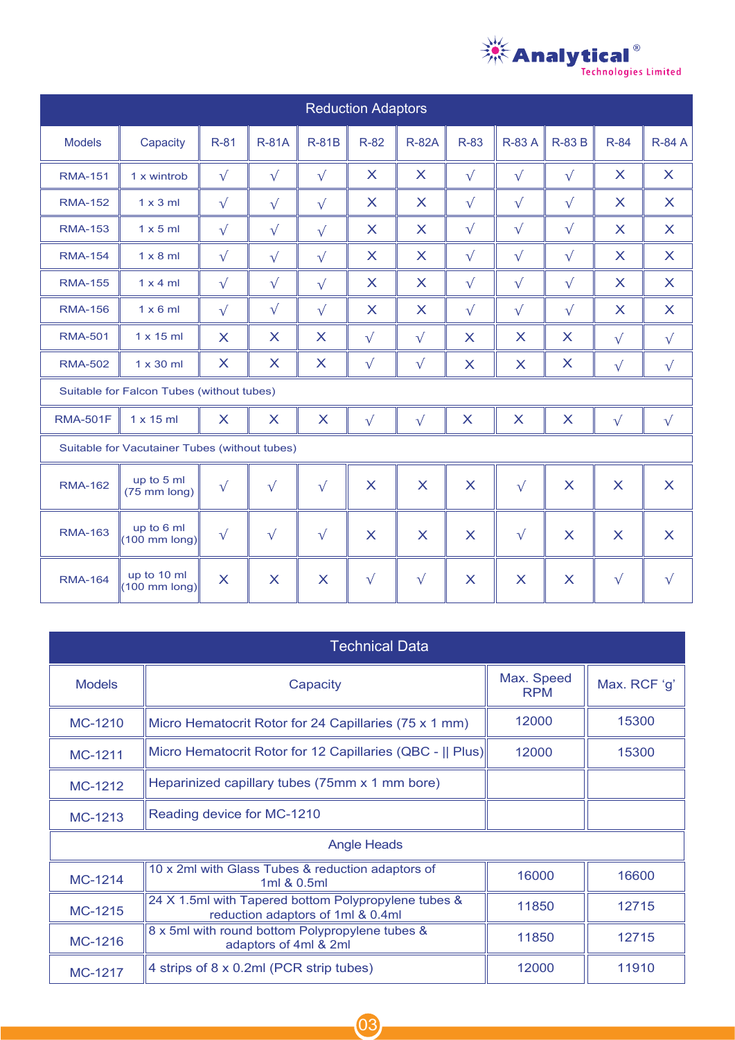## Reduction Adaptors

| Models | Capacity | R-81 | R-81A | R-81B | R-82 | R-82A | R-83 | R-83 A | R-83 B | R-84 | R-84 A |
|---|---|---|---|---|---|---|---|---|---|---|---|
| RMA-151 | 1 x wintrob | √ | √ | √ | X | X | √ | √ | √ | X | X |
| RMA-152 | 1 x 3 ml | √ | √ | √ | X | X | √ | √ | √ | X | X |
| RMA-153 | 1 x 5 ml | √ | √ | √ | X | X | √ | √ | √ | X | X |
| RMA-154 | 1 x 8 ml | √ | √ | √ | X | X | √ | √ | √ | X | X |
| RMA-155 | 1 x 4 ml | √ | √ | √ | X | X | √ | √ | √ | X | X |
| RMA-156 | 1 x 6 ml | √ | √ | √ | X | X | √ | √ | √ | X | X |
| RMA-501 | 1 x 15 ml | X | X | X | √ | √ | X | X | X | √ | √ |
| RMA-502 | 1 x 30 ml | X | X | X | √ | √ | X | X | X | √ | √ |
| Suitable for Falcon Tubes (without tubes) | | | | | | | | | | | |
| RMA-501F | 1 x 15 ml | X | X | X | √ | √ | X | X | X | √ | √ |
| Suitable for Vacutainer Tubes (without tubes) | | | | | | | | | | | |
| RMA-162 | up to 5 ml (75 mm long) | √ | √ | √ | X | X | X | √ | X | X | X |
| RMA-163 | up to 6 ml (100 mm long) | √ | √ | √ | X | X | X | √ | X | X | X |
| RMA-164 | up to 10 ml (100 mm long) | X | X | X | √ | √ | X | X | X | √ | √ |

## Technical Data

| Models | Capacity | Max. Speed RPM | Max. RCF 'g' |
|---|---|---|---|
| MC-1210 | Micro Hematocrit Rotor for 24 Capillaries (75 x 1 mm) | 12000 | 15300 |
| MC-1211 | Micro Hematocrit Rotor for 12 Capillaries (QBC - \|\| Plus) | 12000 | 15300 |
| MC-1212 | Heparinized capillary tubes (75mm x 1 mm bore) | | |
| MC-1213 | Reading device for MC-1210 | | |
| Angle Heads | | | |
| MC-1214 | 10 x 2ml with Glass Tubes & reduction adaptors of 1ml & 0.5ml | 16000 | 16600 |
| MC-1215 | 24 X 1.5ml with Tapered bottom Polypropylene tubes & reduction adaptors of 1ml & 0.4ml | 11850 | 12715 |
| MC-1216 | 8 x 5ml with round bottom Polypropylene tubes & adaptors of 4ml & 2ml | 11850 | 12715 |
| MC-1217 | 4 strips of 8 x 0.2ml (PCR strip tubes) | 12000 | 11910 |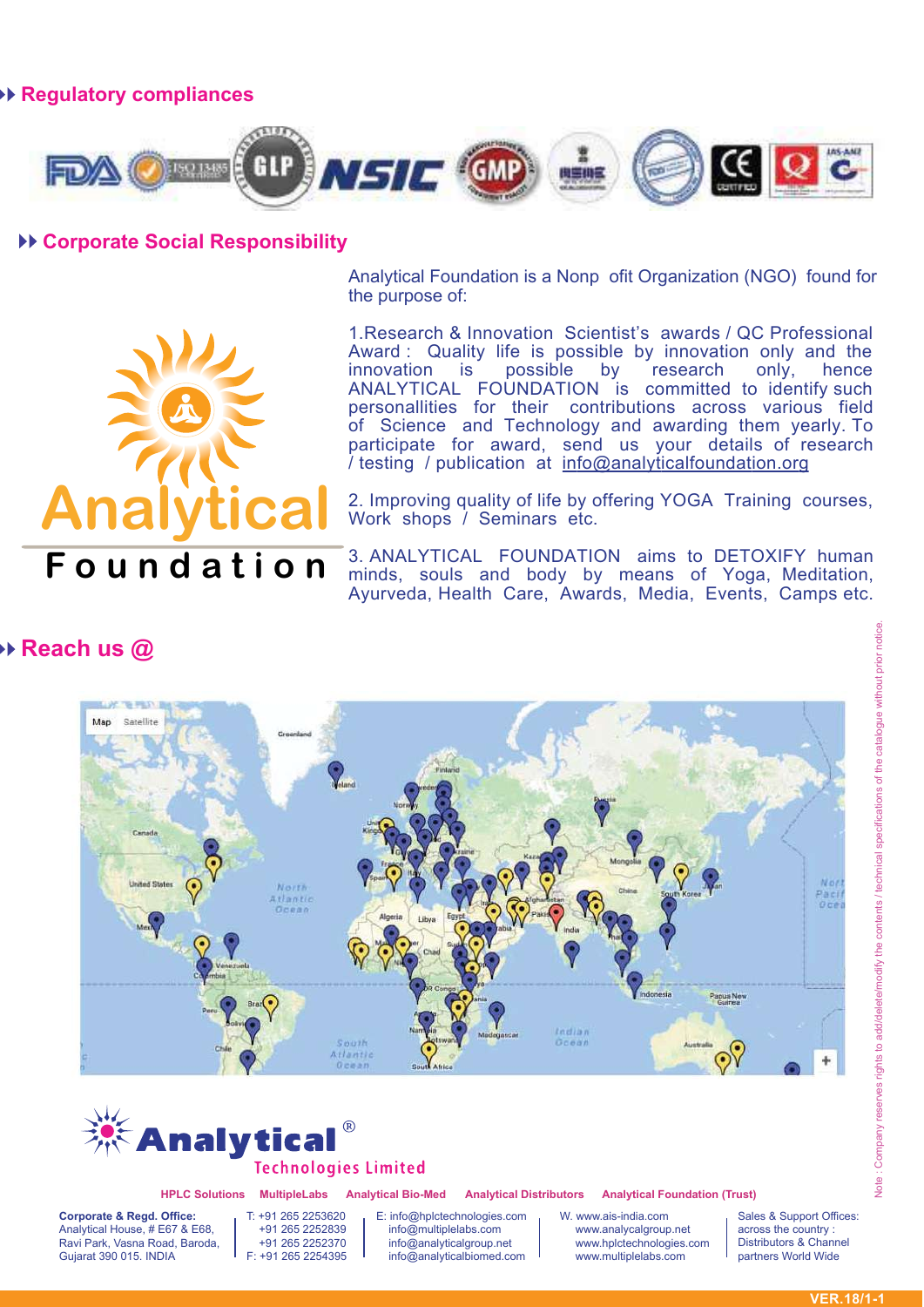## Regulatory compliances

## Corporate Social Responsibility

Analytical Foundation

Analytical Foundation is a Nonp ofit Organization (NGO) found for the purpose of:

1.Research & Innovation Scientist's awards / QC Professional Award : Quality life is possible by innovation only and the innovation is possible by research only, hence ANALYTICAL FOUNDATION is committed to identify such personallities for their contributions across various field of Science and Technology and awarding them yearly. To participate for award, send us your details of research / testing / publication at info@analyticalfoundation.org

2. Improving quality of life by offering YOGA Training courses, Work shops / Seminars etc.

3. ANALYTICAL FOUNDATION aims to DETOXIFY human minds, souls and body by means of Yoga, Meditation, Ayurveda, Health Care, Awards, Media, Events, Camps etc.

## Reach us @

Analytical® Technologies Limited

HPLC Solutions | MultipleLabs | Analytical Bio-Med | Analytical Distributors | Analytical Foundation (Trust)

**Corporate & Regd. Office:**
Analytical House, # E67 & E68,
Ravi Park, Vasna Road, Baroda,
Gujarat 390 015. INDIA

T: +91 265 2253620
+91 265 2252839
+91 265 2252370
F: +91 265 2254395

E: info@hplctechnologies.com
info@multiplelabs.com
info@analyticalgroup.net
info@analyticalbiomed.com

W. www.ais-india.com
www.analycalgroup.net
www.hplctechnologies.com
www.multiplelabs.com

Sales & Support Offices:
across the country :
Distributors & Channel
partners World Wide

Note : Company reserves rights to add/delete/modify the contents / technical specifications of the catalogue without prior notice.

VER.18/1-1